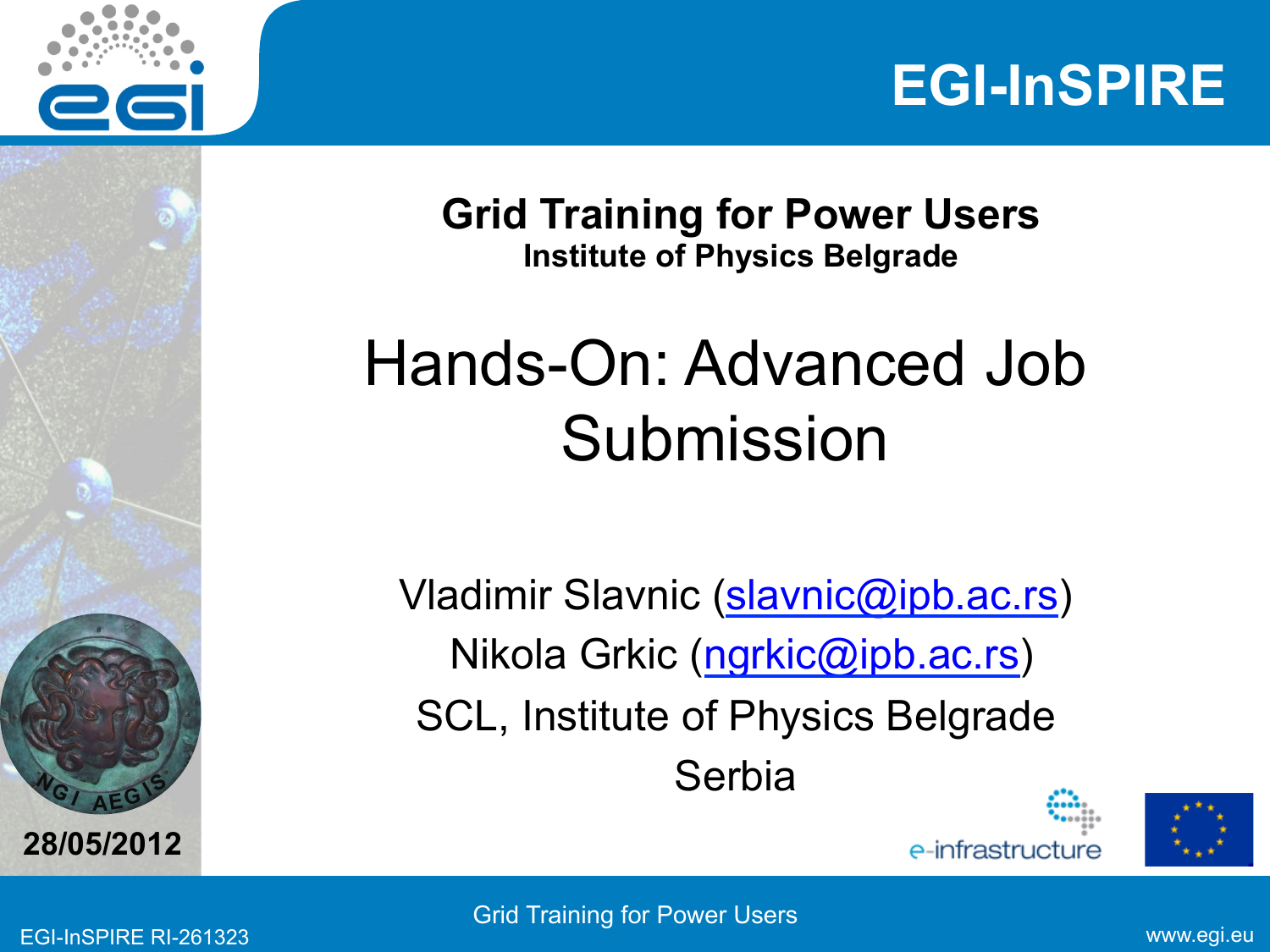EGI-InSPIRE

**Grid Training for Power Users**
**Institute of Physics Belgrade**

# Hands-On: Advanced Job Submission

Vladimir Slavnic (slavnic@ipb.ac.rs)
Nikola Grkic (ngrkic@ipb.ac.rs)
SCL, Institute of Physics Belgrade
Serbia

**28/05/2012**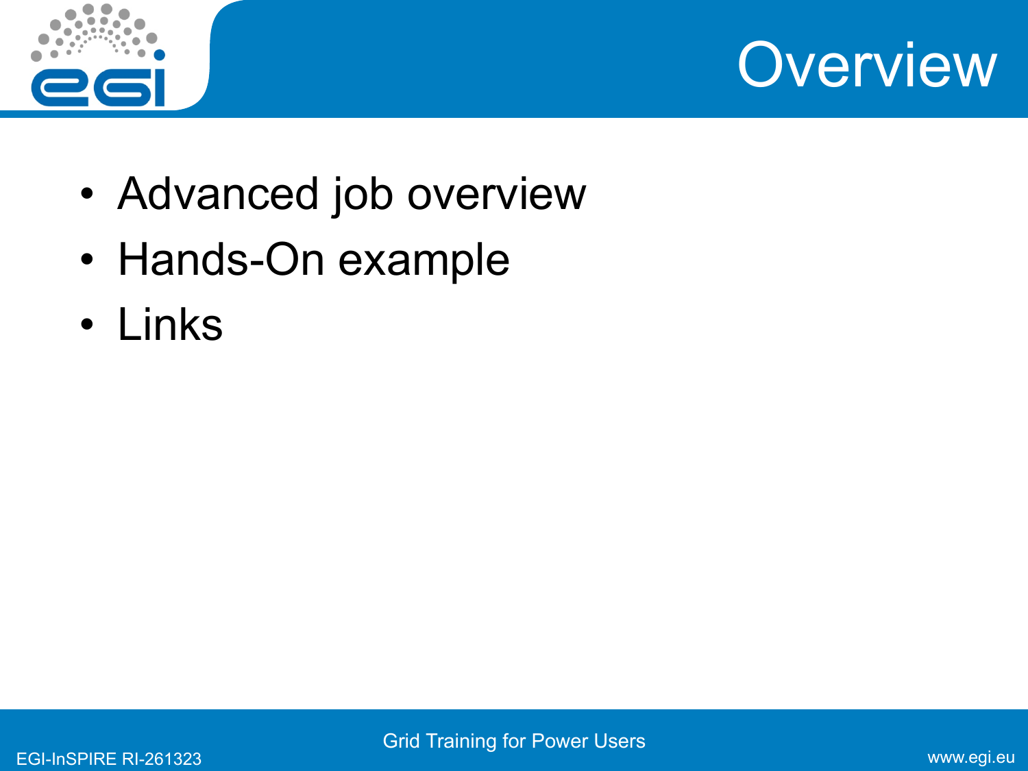# Overview

- Advanced job overview
- Hands-On example
- Links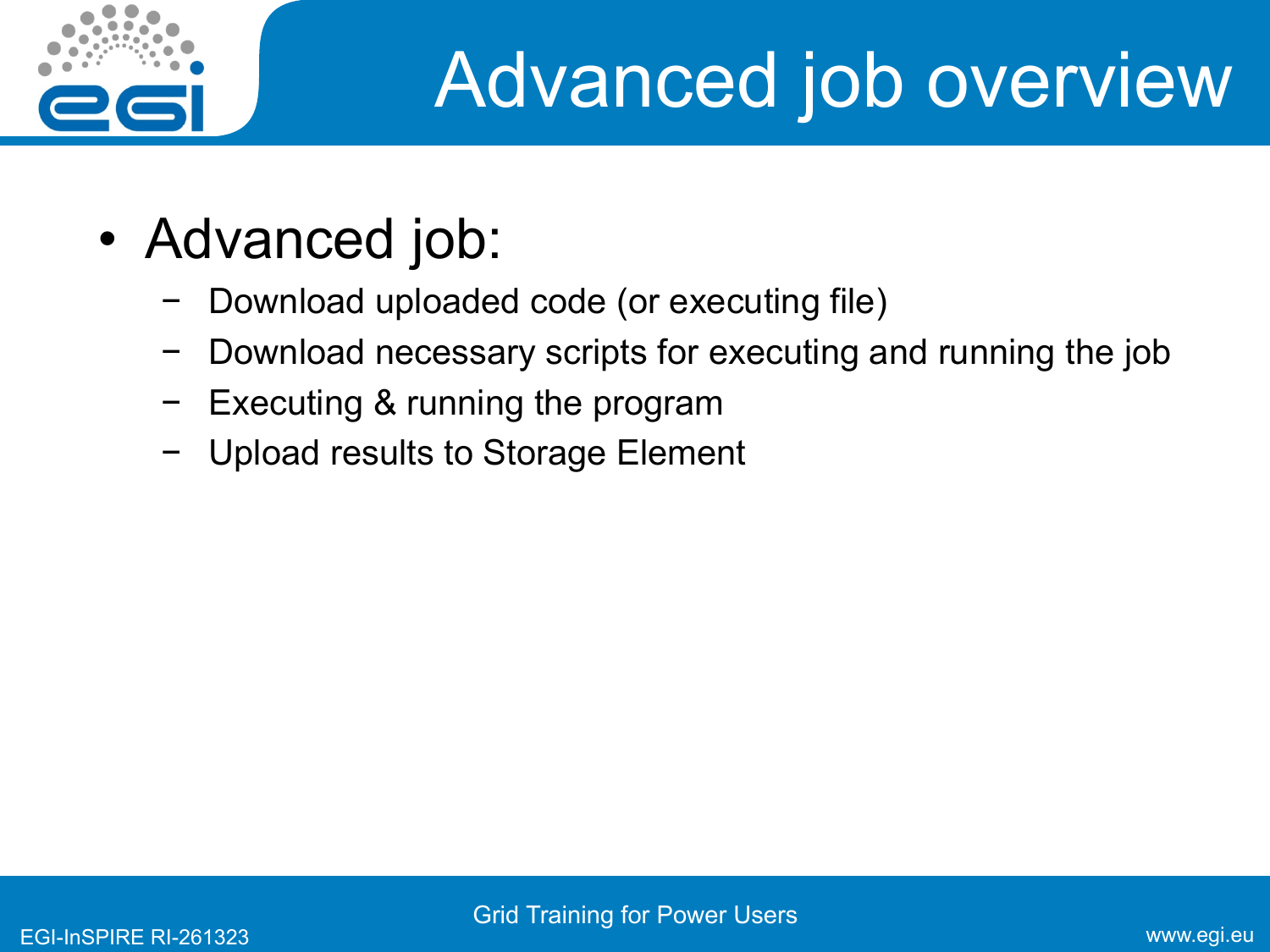# Advanced job overview

- Advanced job:
  - Download uploaded code (or executing file)
  - Download necessary scripts for executing and running the job
  - Executing & running the program
  - Upload results to Storage Element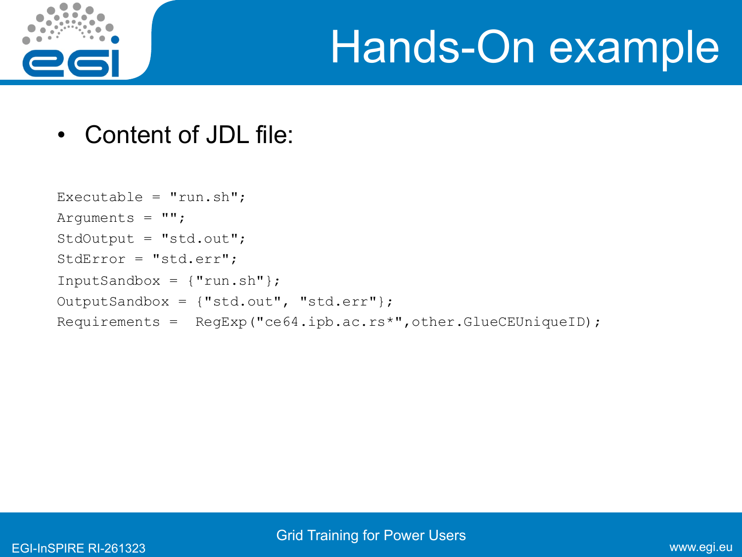# Hands-On example

- Content of JDL file:

```
Executable = "run.sh";
Arguments = "";
StdOutput = "std.out";
StdError = "std.err";
InputSandbox = {"run.sh"};
OutputSandbox = {"std.out", "std.err"};
Requirements =  RegExp("ce64.ipb.ac.rs*",other.GlueCEUniqueID);
```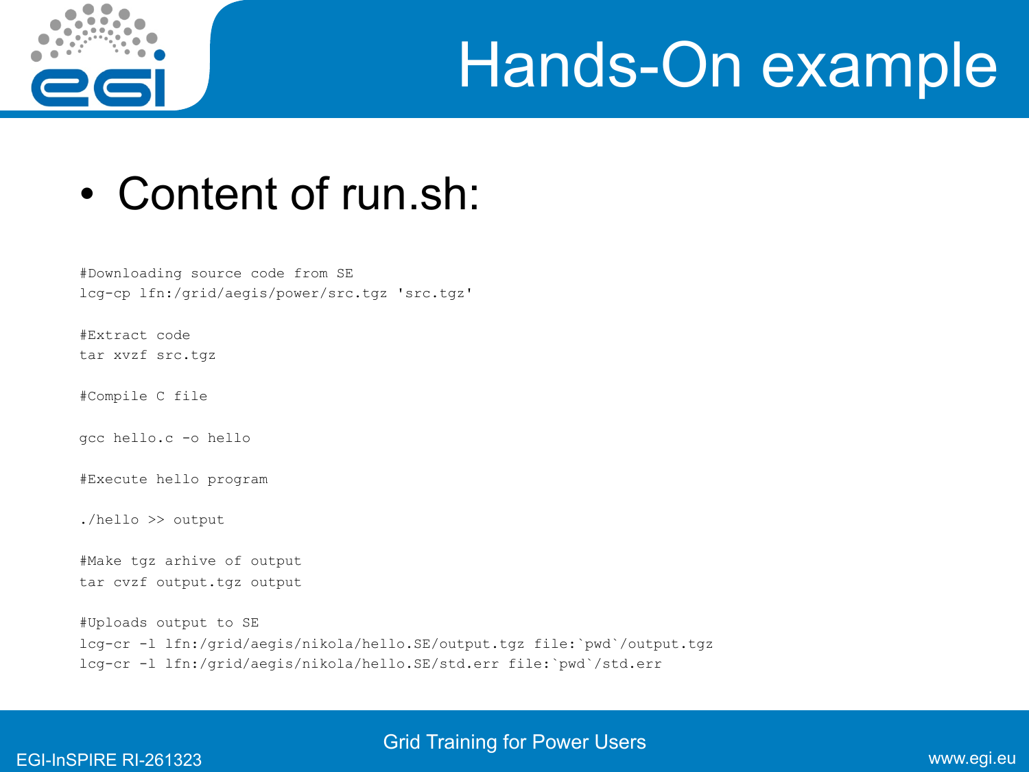# Hands-On example

- Content of run.sh:

```
#Downloading source code from SE
lcg-cp lfn:/grid/aegis/power/src.tgz 'src.tgz'

#Extract code
tar xvzf src.tgz

#Compile C file

gcc hello.c -o hello

#Execute hello program

./hello >> output

#Make tgz arhive of output
tar cvzf output.tgz output

#Uploads output to SE
lcg-cr -l lfn:/grid/aegis/nikola/hello.SE/output.tgz file:`pwd`/output.tgz
lcg-cr -l lfn:/grid/aegis/nikola/hello.SE/std.err file:`pwd`/std.err
```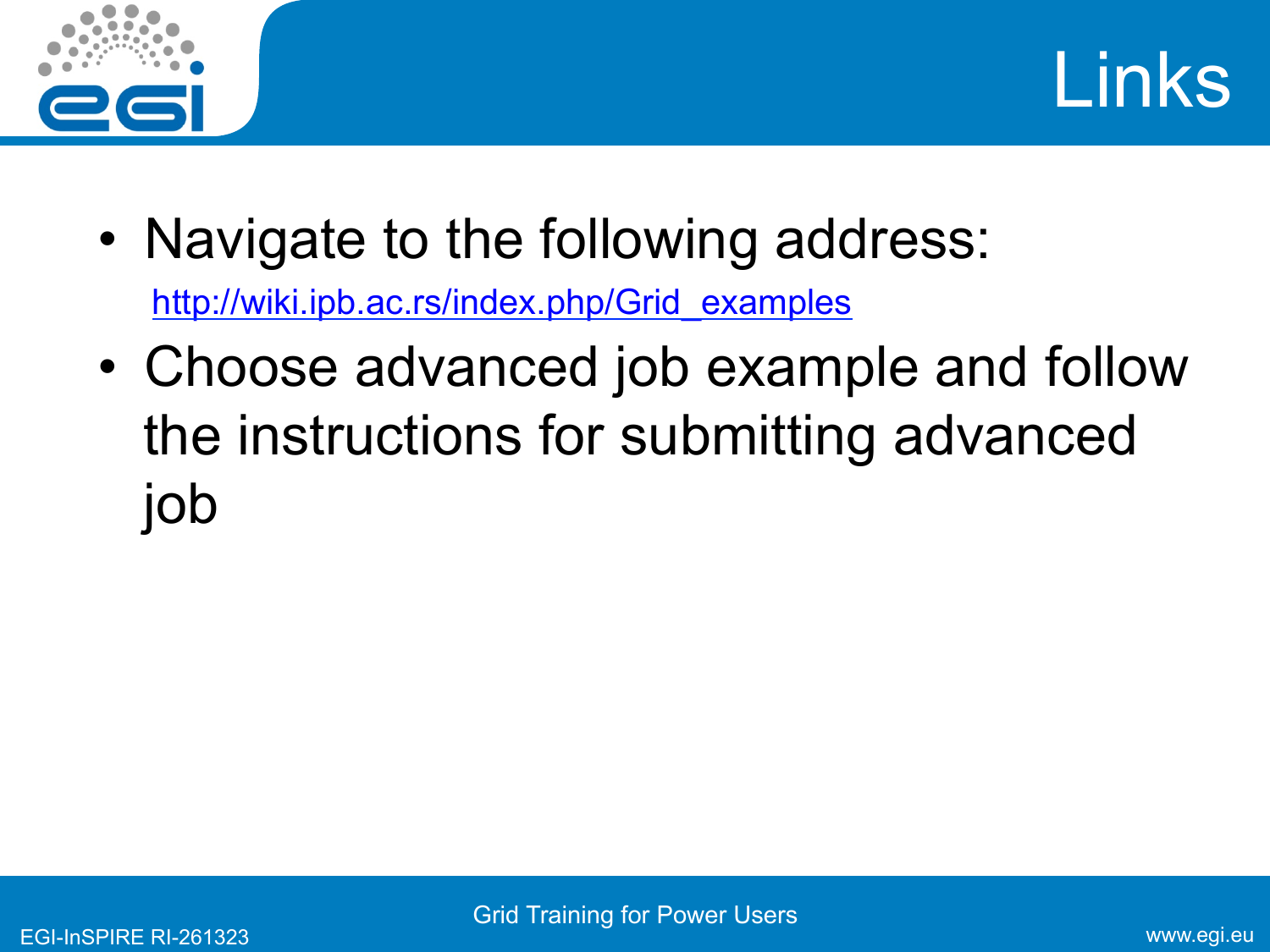# Links

- Navigate to the following address:

  http://wiki.ipb.ac.rs/index.php/Grid_examples

- Choose advanced job example and follow the instructions for submitting advanced job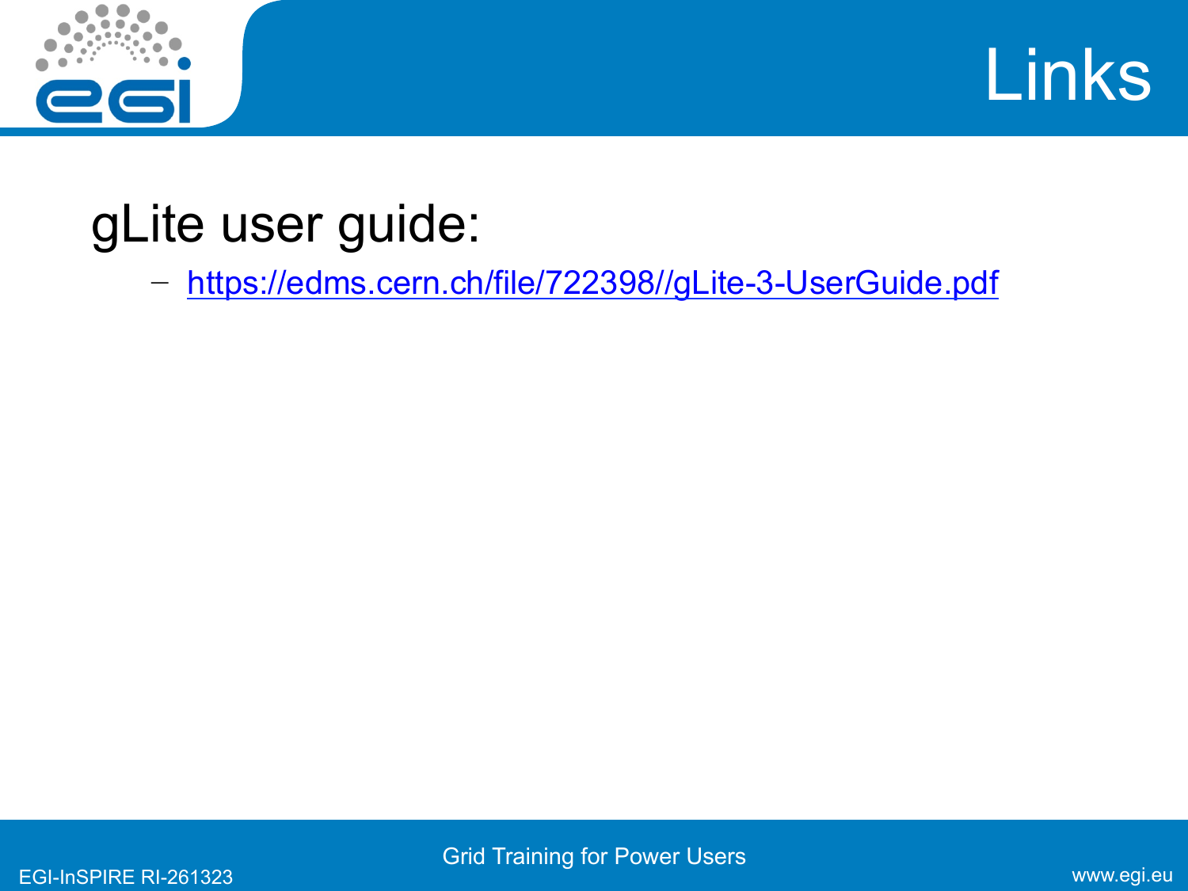# Links

gLite user guide:

- https://edms.cern.ch/file/722398//gLite-3-UserGuide.pdf